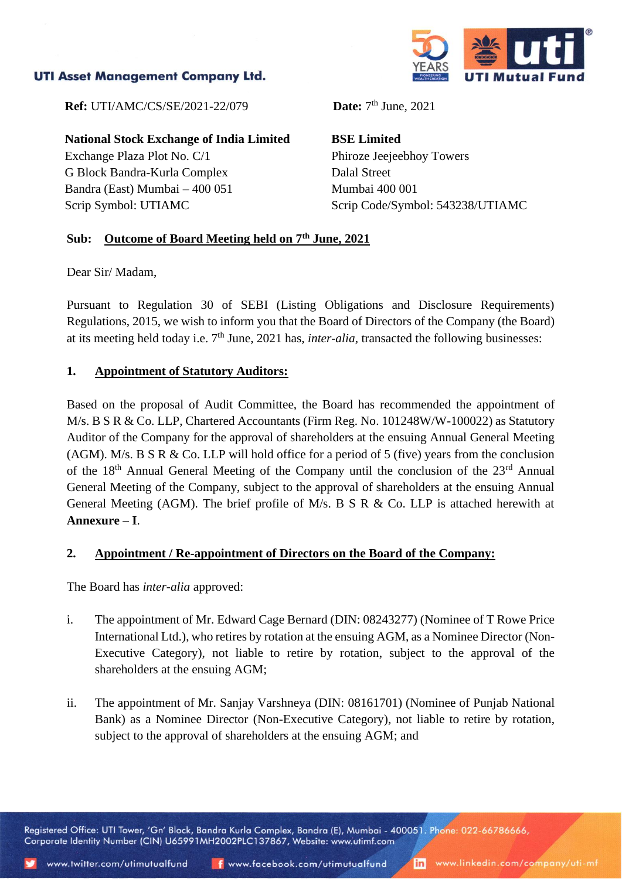**UTI Asset Management Company Ltd.**

**Ref:** UTI/AMC/CS/SE/2021-22/079

**Date:** 7th June, 2021

**National Stock Exchange of India Limited**
Exchange Plaza Plot No. C/1
G Block Bandra-Kurla Complex
Bandra (East) Mumbai – 400 051
Scrip Symbol: UTIAMC

**BSE Limited**
Phiroze Jeejeebhoy Towers
Dalal Street
Mumbai 400 001
Scrip Code/Symbol: 543238/UTIAMC

**Sub: <u>Outcome of Board Meeting held on 7th June, 2021</u>**

Dear Sir/ Madam,

Pursuant to Regulation 30 of SEBI (Listing Obligations and Disclosure Requirements) Regulations, 2015, we wish to inform you that the Board of Directors of the Company (the Board) at its meeting held today i.e. 7th June, 2021 has, *inter-alia*, transacted the following businesses:

## 1. Appointment of Statutory Auditors:

Based on the proposal of Audit Committee, the Board has recommended the appointment of M/s. B S R & Co. LLP, Chartered Accountants (Firm Reg. No. 101248W/W-100022) as Statutory Auditor of the Company for the approval of shareholders at the ensuing Annual General Meeting (AGM). M/s. B S R & Co. LLP will hold office for a period of 5 (five) years from the conclusion of the 18th Annual General Meeting of the Company until the conclusion of the 23rd Annual General Meeting of the Company, subject to the approval of shareholders at the ensuing Annual General Meeting (AGM). The brief profile of M/s. B S R & Co. LLP is attached herewith at **Annexure – I**.

## 2. Appointment / Re-appointment of Directors on the Board of the Company:

The Board has *inter-alia* approved:

i. The appointment of Mr. Edward Cage Bernard (DIN: 08243277) (Nominee of T Rowe Price International Ltd.), who retires by rotation at the ensuing AGM, as a Nominee Director (Non-Executive Category), not liable to retire by rotation, subject to the approval of the shareholders at the ensuing AGM;

ii. The appointment of Mr. Sanjay Varshneya (DIN: 08161701) (Nominee of Punjab National Bank) as a Nominee Director (Non-Executive Category), not liable to retire by rotation, subject to the approval of shareholders at the ensuing AGM; and

Registered Office: UTI Tower, 'Gn' Block, Bandra Kurla Complex, Bandra (E), Mumbai - 400051. Phone: 022-66786666,
Corporate Identity Number (CIN) U65991MH2002PLC137867, Website: www.utimf.com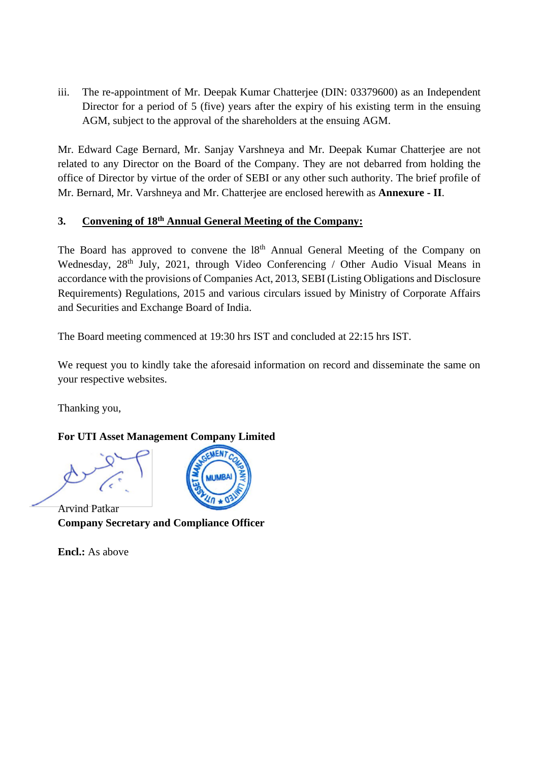iii. The re-appointment of Mr. Deepak Kumar Chatterjee (DIN: 03379600) as an Independent Director for a period of 5 (five) years after the expiry of his existing term in the ensuing AGM, subject to the approval of the shareholders at the ensuing AGM.

Mr. Edward Cage Bernard, Mr. Sanjay Varshneya and Mr. Deepak Kumar Chatterjee are not related to any Director on the Board of the Company. They are not debarred from holding the office of Director by virtue of the order of SEBI or any other such authority. The brief profile of Mr. Bernard, Mr. Varshneya and Mr. Chatterjee are enclosed herewith as **Annexure - II**.

**3. <u>Convening of 18th Annual General Meeting of the Company:</u>**

The Board has approved to convene the l8th Annual General Meeting of the Company on Wednesday, 28th July, 2021, through Video Conferencing / Other Audio Visual Means in accordance with the provisions of Companies Act, 2013, SEBI (Listing Obligations and Disclosure Requirements) Regulations, 2015 and various circulars issued by Ministry of Corporate Affairs and Securities and Exchange Board of India.

The Board meeting commenced at 19:30 hrs IST and concluded at 22:15 hrs IST.

We request you to kindly take the aforesaid information on record and disseminate the same on your respective websites.

Thanking you,

**For UTI Asset Management Company Limited**

Arvind Patkar
**Company Secretary and Compliance Officer**

**Encl.:** As above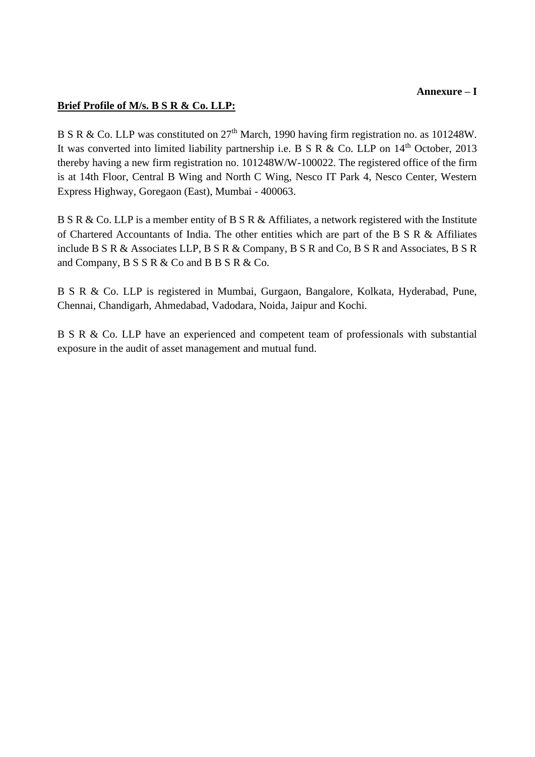**Annexure – I**

**Brief Profile of M/s. B S R & Co. LLP:**

B S R & Co. LLP was constituted on 27th March, 1990 having firm registration no. as 101248W. It was converted into limited liability partnership i.e. B S R & Co. LLP on 14th October, 2013 thereby having a new firm registration no. 101248W/W-100022. The registered office of the firm is at 14th Floor, Central B Wing and North C Wing, Nesco IT Park 4, Nesco Center, Western Express Highway, Goregaon (East), Mumbai - 400063.

B S R & Co. LLP is a member entity of B S R & Affiliates, a network registered with the Institute of Chartered Accountants of India. The other entities which are part of the B S R & Affiliates include B S R & Associates LLP, B S R & Company, B S R and Co, B S R and Associates, B S R and Company, B S S R & Co and B B S R & Co.

B S R & Co. LLP is registered in Mumbai, Gurgaon, Bangalore, Kolkata, Hyderabad, Pune, Chennai, Chandigarh, Ahmedabad, Vadodara, Noida, Jaipur and Kochi.

B S R & Co. LLP have an experienced and competent team of professionals with substantial exposure in the audit of asset management and mutual fund.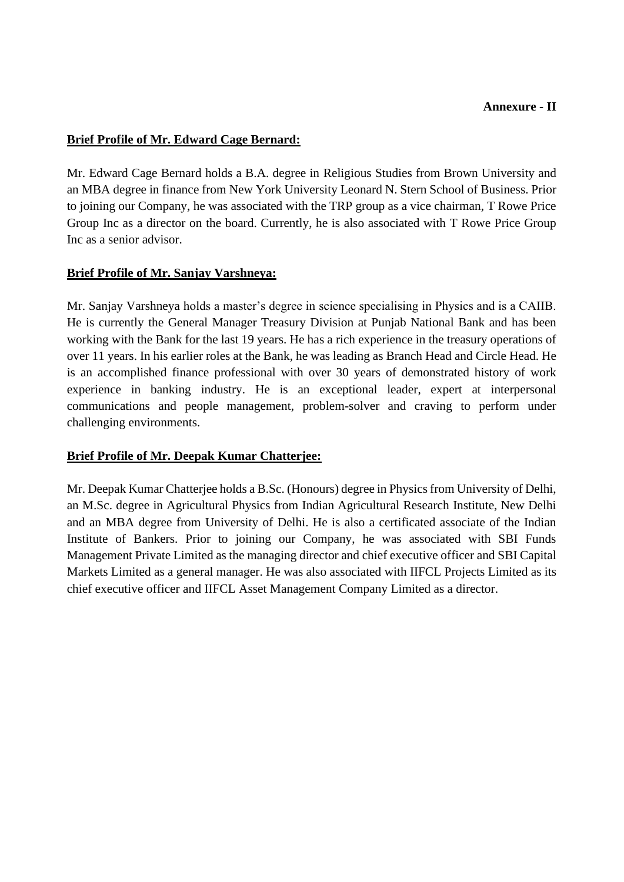**Annexure - II**

**Brief Profile of Mr. Edward Cage Bernard:**

Mr. Edward Cage Bernard holds a B.A. degree in Religious Studies from Brown University and an MBA degree in finance from New York University Leonard N. Stern School of Business. Prior to joining our Company, he was associated with the TRP group as a vice chairman, T Rowe Price Group Inc as a director on the board. Currently, he is also associated with T Rowe Price Group Inc as a senior advisor.

**Brief Profile of Mr. Sanjay Varshneya:**

Mr. Sanjay Varshneya holds a master's degree in science specialising in Physics and is a CAIIB. He is currently the General Manager Treasury Division at Punjab National Bank and has been working with the Bank for the last 19 years. He has a rich experience in the treasury operations of over 11 years. In his earlier roles at the Bank, he was leading as Branch Head and Circle Head. He is an accomplished finance professional with over 30 years of demonstrated history of work experience in banking industry. He is an exceptional leader, expert at interpersonal communications and people management, problem-solver and craving to perform under challenging environments.

**Brief Profile of Mr. Deepak Kumar Chatterjee:**

Mr. Deepak Kumar Chatterjee holds a B.Sc. (Honours) degree in Physics from University of Delhi, an M.Sc. degree in Agricultural Physics from Indian Agricultural Research Institute, New Delhi and an MBA degree from University of Delhi. He is also a certificated associate of the Indian Institute of Bankers. Prior to joining our Company, he was associated with SBI Funds Management Private Limited as the managing director and chief executive officer and SBI Capital Markets Limited as a general manager. He was also associated with IIFCL Projects Limited as its chief executive officer and IIFCL Asset Management Company Limited as a director.